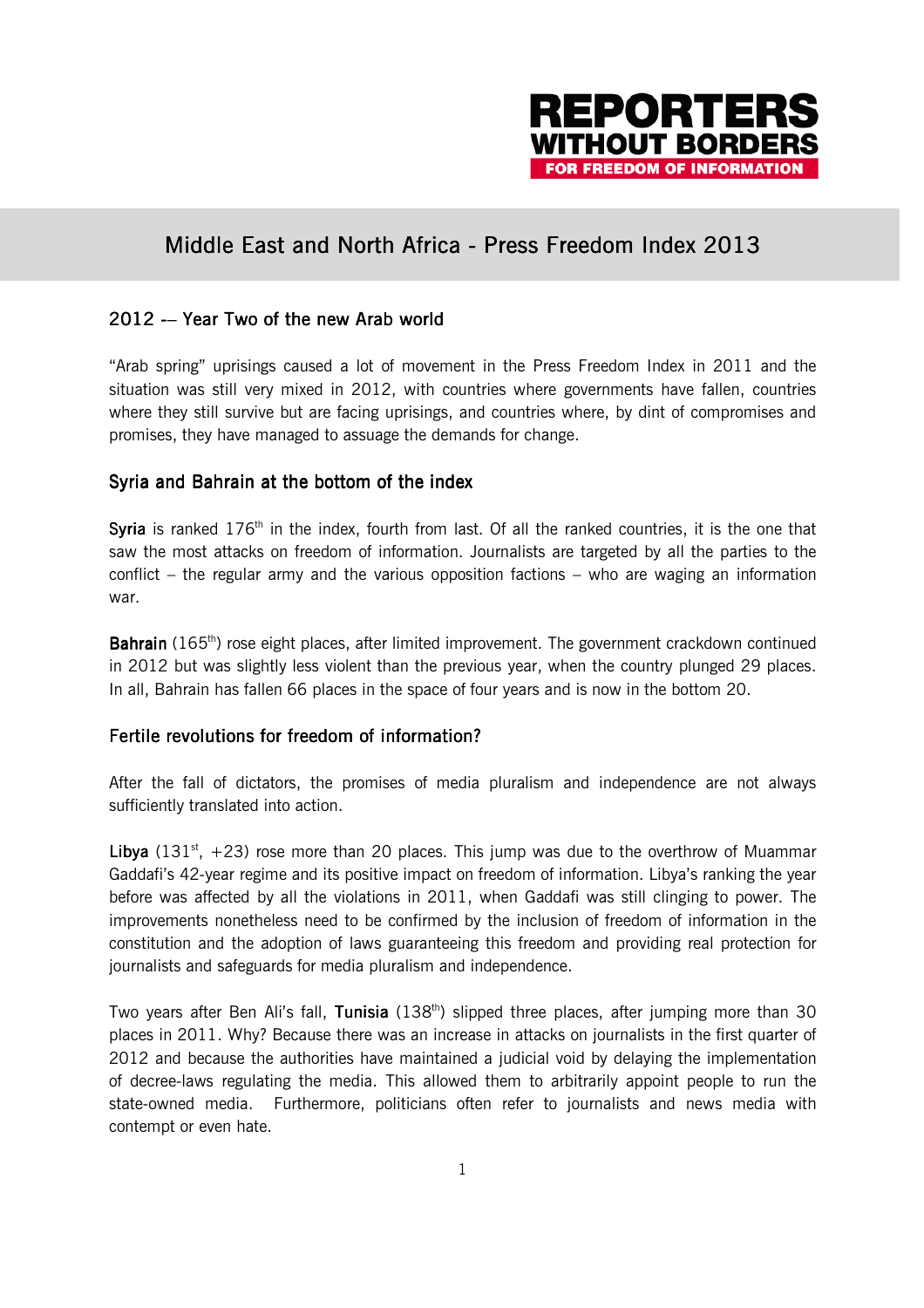**REPORTERS WITHOUT BORDERS**
**FOR FREEDOM OF INFORMATION**

# Middle East and North Africa - Press Freedom Index 2013

## 2012 -– Year Two of the new Arab world

"Arab spring" uprisings caused a lot of movement in the Press Freedom Index in 2011 and the situation was still very mixed in 2012, with countries where governments have fallen, countries where they still survive but are facing uprisings, and countries where, by dint of compromises and promises, they have managed to assuage the demands for change.

## Syria and Bahrain at the bottom of the index

**Syria** is ranked 176th in the index, fourth from last. Of all the ranked countries, it is the one that saw the most attacks on freedom of information. Journalists are targeted by all the parties to the conflict – the regular army and the various opposition factions – who are waging an information war.

**Bahrain** (165th) rose eight places, after limited improvement. The government crackdown continued in 2012 but was slightly less violent than the previous year, when the country plunged 29 places. In all, Bahrain has fallen 66 places in the space of four years and is now in the bottom 20.

## Fertile revolutions for freedom of information?

After the fall of dictators, the promises of media pluralism and independence are not always sufficiently translated into action.

**Libya** (131st, +23) rose more than 20 places. This jump was due to the overthrow of Muammar Gaddafi's 42-year regime and its positive impact on freedom of information. Libya's ranking the year before was affected by all the violations in 2011, when Gaddafi was still clinging to power. The improvements nonetheless need to be confirmed by the inclusion of freedom of information in the constitution and the adoption of laws guaranteeing this freedom and providing real protection for journalists and safeguards for media pluralism and independence.

Two years after Ben Ali's fall, **Tunisia** (138th) slipped three places, after jumping more than 30 places in 2011. Why? Because there was an increase in attacks on journalists in the first quarter of 2012 and because the authorities have maintained a judicial void by delaying the implementation of decree-laws regulating the media. This allowed them to arbitrarily appoint people to run the state-owned media. Furthermore, politicians often refer to journalists and news media with contempt or even hate.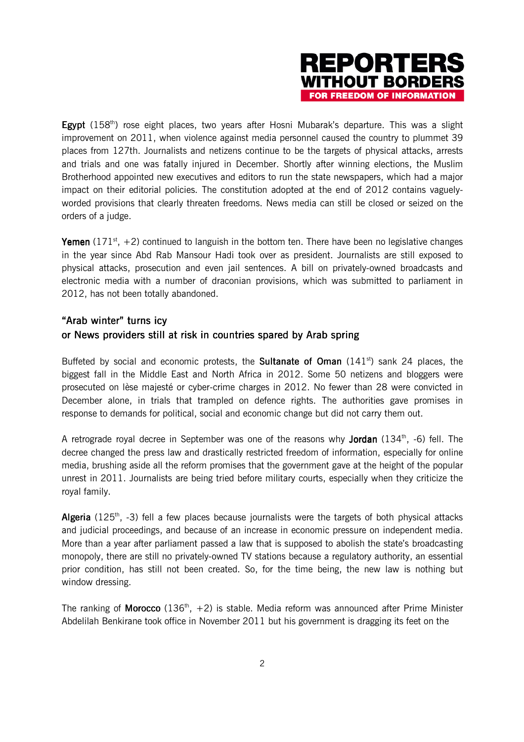**Egypt** (158th) rose eight places, two years after Hosni Mubarak's departure. This was a slight improvement on 2011, when violence against media personnel caused the country to plummet 39 places from 127th. Journalists and netizens continue to be the targets of physical attacks, arrests and trials and one was fatally injured in December. Shortly after winning elections, the Muslim Brotherhood appointed new executives and editors to run the state newspapers, which had a major impact on their editorial policies. The constitution adopted at the end of 2012 contains vaguely-worded provisions that clearly threaten freedoms. News media can still be closed or seized on the orders of a judge.

**Yemen** (171st, +2) continued to languish in the bottom ten. There have been no legislative changes in the year since Abd Rab Mansour Hadi took over as president. Journalists are still exposed to physical attacks, prosecution and even jail sentences. A bill on privately-owned broadcasts and electronic media with a number of draconian provisions, which was submitted to parliament in 2012, has not been totally abandoned.

## "Arab winter" turns icy
## or News providers still at risk in countries spared by Arab spring

Buffeted by social and economic protests, the **Sultanate of Oman** (141st) sank 24 places, the biggest fall in the Middle East and North Africa in 2012. Some 50 netizens and bloggers were prosecuted on lèse majesté or cyber-crime charges in 2012. No fewer than 28 were convicted in December alone, in trials that trampled on defence rights. The authorities gave promises in response to demands for political, social and economic change but did not carry them out.

A retrograde royal decree in September was one of the reasons why **Jordan** (134th, -6) fell. The decree changed the press law and drastically restricted freedom of information, especially for online media, brushing aside all the reform promises that the government gave at the height of the popular unrest in 2011. Journalists are being tried before military courts, especially when they criticize the royal family.

**Algeria** (125th, -3) fell a few places because journalists were the targets of both physical attacks and judicial proceedings, and because of an increase in economic pressure on independent media. More than a year after parliament passed a law that is supposed to abolish the state's broadcasting monopoly, there are still no privately-owned TV stations because a regulatory authority, an essential prior condition, has still not been created. So, for the time being, the new law is nothing but window dressing.

The ranking of **Morocco** (136th, +2) is stable. Media reform was announced after Prime Minister Abdelilah Benkirane took office in November 2011 but his government is dragging its feet on the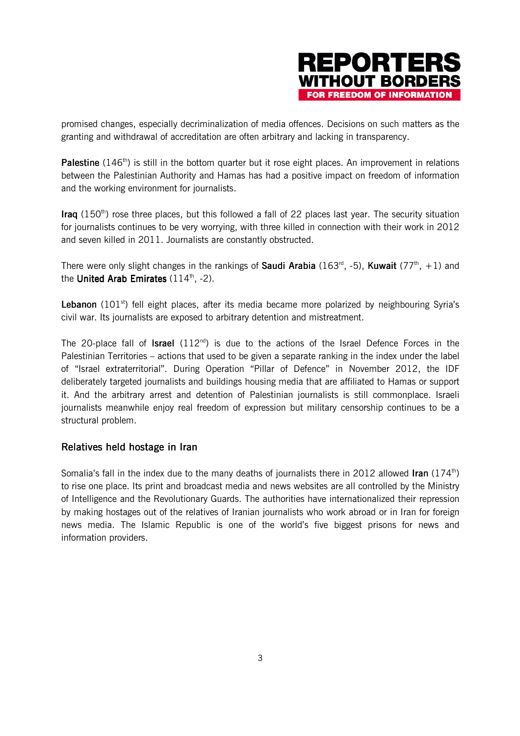promised changes, especially decriminalization of media offences. Decisions on such matters as the granting and withdrawal of accreditation are often arbitrary and lacking in transparency.

**Palestine** (146th) is still in the bottom quarter but it rose eight places. An improvement in relations between the Palestinian Authority and Hamas has had a positive impact on freedom of information and the working environment for journalists.

**Iraq** (150th) rose three places, but this followed a fall of 22 places last year. The security situation for journalists continues to be very worrying, with three killed in connection with their work in 2012 and seven killed in 2011. Journalists are constantly obstructed.

There were only slight changes in the rankings of **Saudi Arabia** (163rd, -5), **Kuwait** (77th, +1) and the **United Arab Emirates** (114th, -2).

**Lebanon** (101st) fell eight places, after its media became more polarized by neighbouring Syria's civil war. Its journalists are exposed to arbitrary detention and mistreatment.

The 20-place fall of **Israel** (112nd) is due to the actions of the Israel Defence Forces in the Palestinian Territories – actions that used to be given a separate ranking in the index under the label of "Israel extraterritorial". During Operation "Pillar of Defence" in November 2012, the IDF deliberately targeted journalists and buildings housing media that are affiliated to Hamas or support it. And the arbitrary arrest and detention of Palestinian journalists is still commonplace. Israeli journalists meanwhile enjoy real freedom of expression but military censorship continues to be a structural problem.

## Relatives held hostage in Iran

Somalia's fall in the index due to the many deaths of journalists there in 2012 allowed **Iran** (174th) to rise one place. Its print and broadcast media and news websites are all controlled by the Ministry of Intelligence and the Revolutionary Guards. The authorities have internationalized their repression by making hostages out of the relatives of Iranian journalists who work abroad or in Iran for foreign news media. The Islamic Republic is one of the world's five biggest prisons for news and information providers.